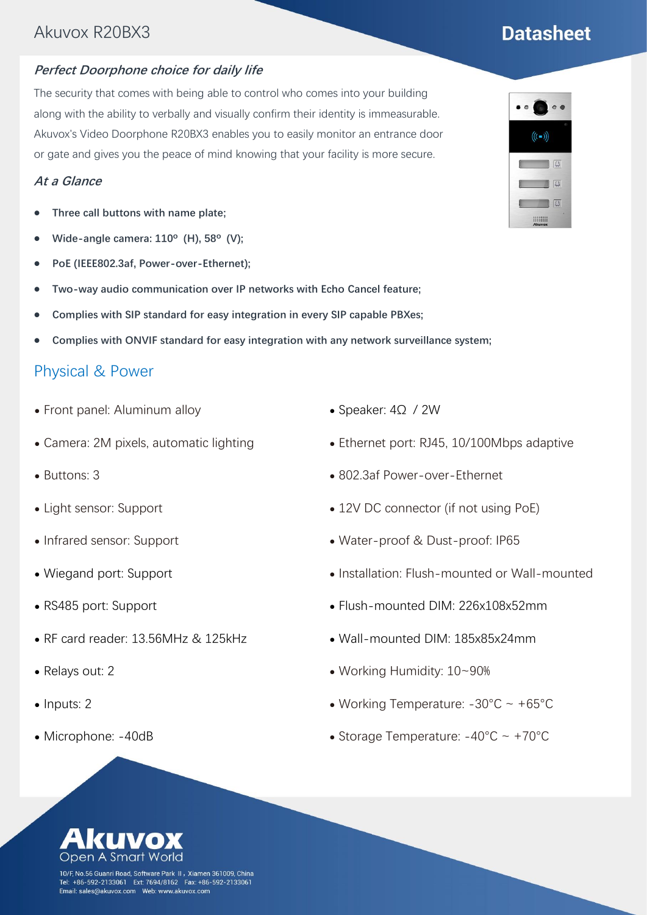# Akuvox R20BX3

## Datasheet

### *Perfect Doorphone choice for daily life*

The security that comes with being able to control who comes into your building along with the ability to verbally and visually confirm their identity is immeasurable. Akuvox's Video Doorphone R20BX3 enables you to easily monitor an entrance door or gate and gives you the peace of mind knowing that your facility is more secure.

### *At a Glance*

- **Three call buttons with name plate;**
- **Wide-angle camera: 110º (H), 58º (V);**
- **PoE (IEEE802.3af, Power-over-Ethernet);**
- **Two-way audio communication over IP networks with Echo Cancel feature;**
- **Complies with SIP standard for easy integration in every SIP capable PBXes;**
- **Complies with ONVIF standard for easy integration with any network surveillance system;**

## Physical & Power

- Front panel: Aluminum alloy
- Camera: 2M pixels, automatic lighting
- Buttons: 3
- Light sensor: Support
- Infrared sensor: Support
- Wiegand port: Support
- RS485 port: Support
- RF card reader: 13.56MHz & 125kHz
- Relays out: 2
- Inputs: 2
- Microphone: -40dB
- Speaker: 4Ω / 2W
- Ethernet port: RJ45, 10/100Mbps adaptive
- 802.3af Power-over-Ethernet
- 12V DC connector (if not using PoE)
- Water-proof & Dust-proof: IP65
- Installation: Flush-mounted or Wall-mounted
- Flush-mounted DIM: 226x108x52mm
- Wall-mounted DIM: 185x85x24mm
- Working Humidity: 10~90%
- Working Temperature: -30°C ~ +65°C
- Storage Temperature: -40°C ~ +70°C

**Akuvox**
Open A Smart World

10/F, No.56 Guanri Road, Software Park II, Xiamen 361009, China
Tel: +86-592-2133061 Ext: 7694/8162 Fax: +86-592-2133061
Email: sales@akuvox.com Web: www.akuvox.com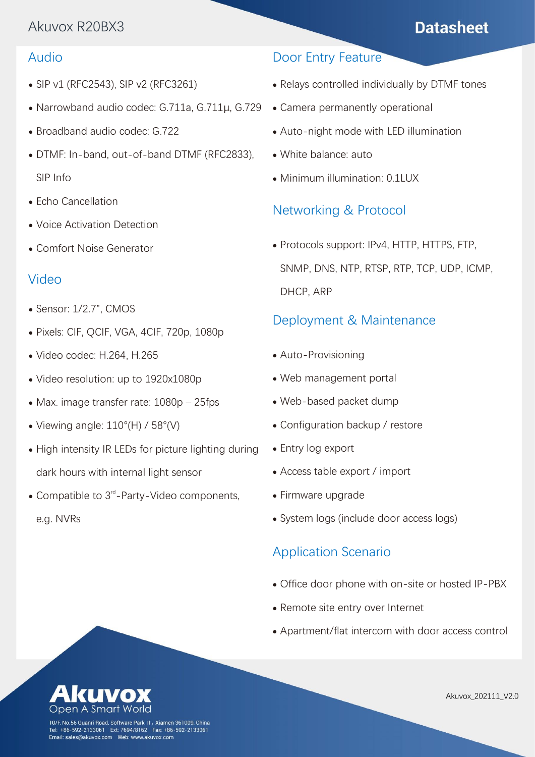## Audio

- SIP v1 (RFC2543), SIP v2 (RFC3261)
- Narrowband audio codec: G.711a, G.711µ, G.729
- Broadband audio codec: G.722
- DTMF: In-band, out-of-band DTMF (RFC2833), SIP Info
- Echo Cancellation
- Voice Activation Detection
- Comfort Noise Generator

## Video

- Sensor: 1/2.7", CMOS
- Pixels: CIF, QCIF, VGA, 4CIF, 720p, 1080p
- Video codec: H.264, H.265
- Video resolution: up to 1920x1080p
- Max. image transfer rate: 1080p – 25fps
- Viewing angle: 110°(H) / 58°(V)
- High intensity IR LEDs for picture lighting during dark hours with internal light sensor
- Compatible to 3rd-Party-Video components, e.g. NVRs

## Door Entry Feature

- Relays controlled individually by DTMF tones
- Camera permanently operational
- Auto-night mode with LED illumination
- White balance: auto
- Minimum illumination: 0.1LUX

## Networking & Protocol

- Protocols support: IPv4, HTTP, HTTPS, FTP, SNMP, DNS, NTP, RTSP, RTP, TCP, UDP, ICMP, DHCP, ARP

## Deployment & Maintenance

- Auto-Provisioning
- Web management portal
- Web-based packet dump
- Configuration backup / restore
- Entry log export
- Access table export / import
- Firmware upgrade
- System logs (include door access logs)

## Application Scenario

- Office door phone with on-site or hosted IP-PBX
- Remote site entry over Internet
- Apartment/flat intercom with door access control

Akuvox
Open A Smart World

10/F, No.56 Guanri Road, Software Park II, Xiamen 361009, China
Tel: +86-592-2133061 Ext: 7694/8162 Fax: +86-592-2133061
Email: sales@akuvox.com Web: www.akuvox.com

Akuvox_202111_V2.0